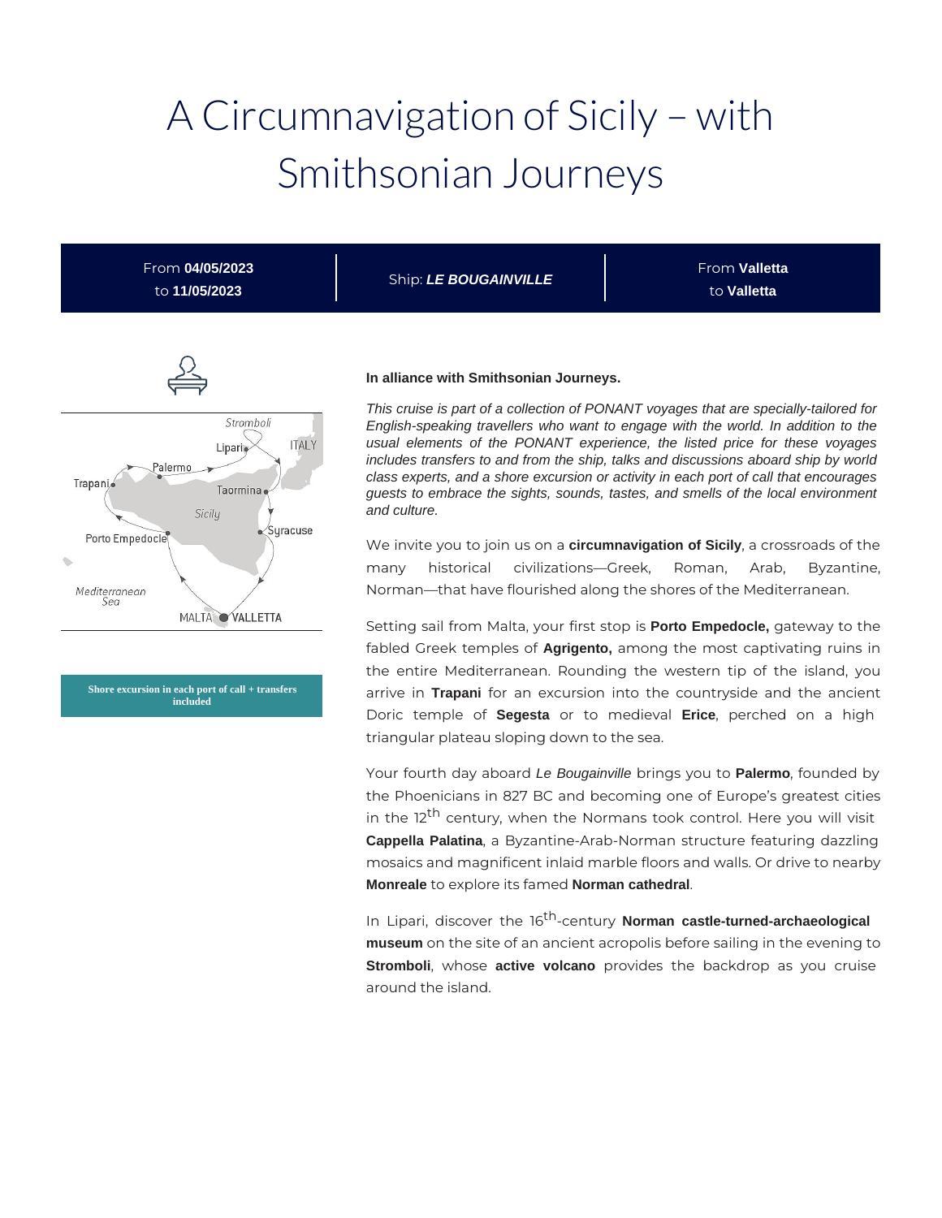# A Circumnavigation of Sicily – with Smithsonian Journeys

From **04/05/2023** to **11/05/2023**

Ship: ***LE BOUGAINVILLE***

From **Valletta** to **Valletta**

Shore excursion in each port of call + transfers included

**In alliance with Smithsonian Journeys.**

*This cruise is part of a collection of PONANT voyages that are specially-tailored for English-speaking travellers who want to engage with the world. In addition to the usual elements of the PONANT experience, the listed price for these voyages includes transfers to and from the ship, talks and discussions aboard ship by world class experts, and a shore excursion or activity in each port of call that encourages guests to embrace the sights, sounds, tastes, and smells of the local environment and culture.*

We invite you to join us on a **circumnavigation of Sicily**, a crossroads of the many historical civilizations—Greek, Roman, Arab, Byzantine, Norman—that have flourished along the shores of the Mediterranean.

Setting sail from Malta, your first stop is **Porto Empedocle,** gateway to the fabled Greek temples of **Agrigento,** among the most captivating ruins in the entire Mediterranean. Rounding the western tip of the island, you arrive in **Trapani** for an excursion into the countryside and the ancient Doric temple of **Segesta** or to medieval **Erice**, perched on a high triangular plateau sloping down to the sea.

Your fourth day aboard *Le Bougainville* brings you to **Palermo**, founded by the Phoenicians in 827 BC and becoming one of Europe's greatest cities in the 12th century, when the Normans took control. Here you will visit **Cappella Palatina**, a Byzantine-Arab-Norman structure featuring dazzling mosaics and magnificent inlaid marble floors and walls. Or drive to nearby **Monreale** to explore its famed **Norman cathedral**.

In Lipari, discover the 16th-century **Norman castle-turned-archaeological museum** on the site of an ancient acropolis before sailing in the evening to **Stromboli**, whose **active volcano** provides the backdrop as you cruise around the island.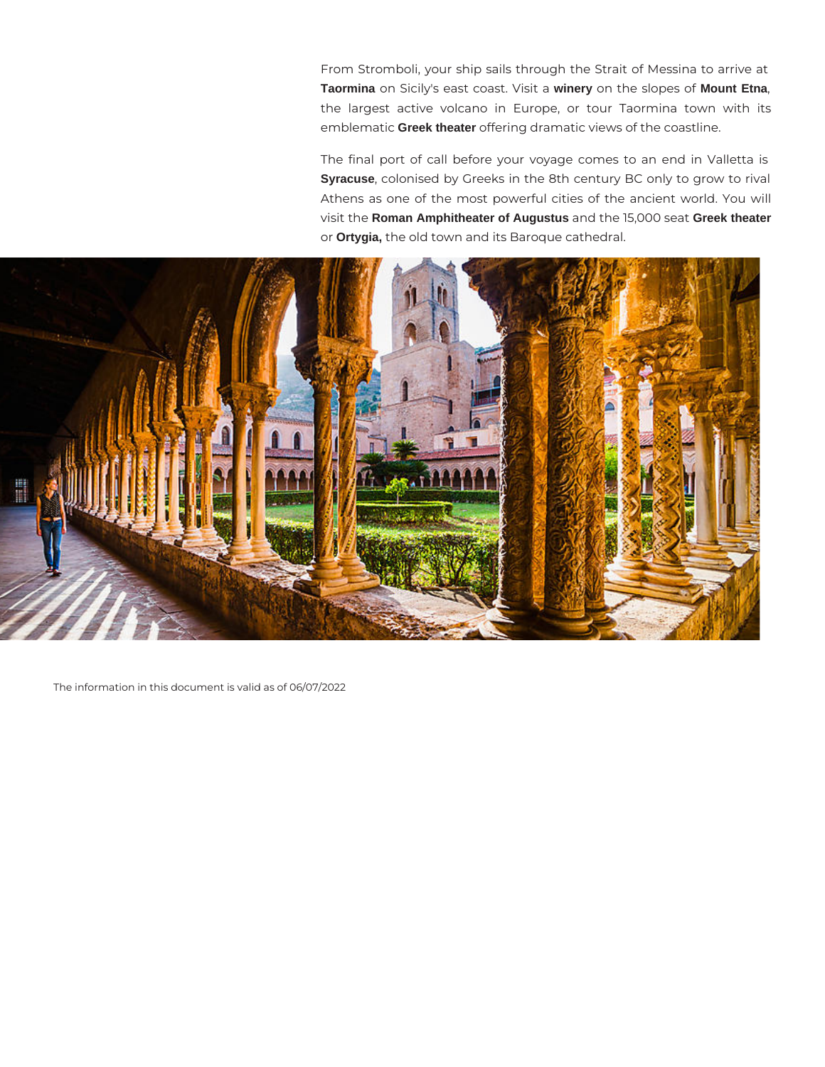From Stromboli, your ship sails through the Strait of Messina to arrive at **Taormina** on Sicily's east coast. Visit a **winery** on the slopes of **Mount Etna**, the largest active volcano in Europe, or tour Taormina town with its emblematic **Greek theater** offering dramatic views of the coastline.

The final port of call before your voyage comes to an end in Valletta is **Syracuse**, colonised by Greeks in the 8th century BC only to grow to rival Athens as one of the most powerful cities of the ancient world. You will visit the **Roman Amphitheater of Augustus** and the 15,000 seat **Greek theater** or **Ortygia,** the old town and its Baroque cathedral.

The information in this document is valid as of 06/07/2022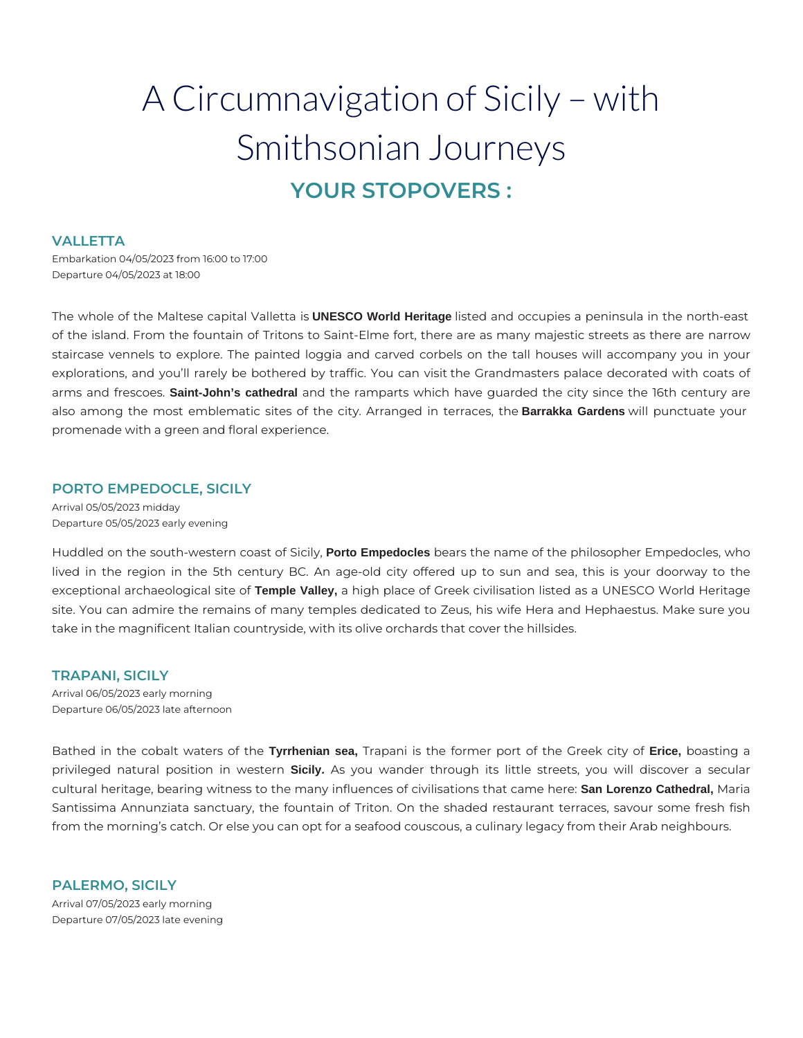# A Circumnavigation of Sicily – with Smithsonian Journeys

## YOUR STOPOVERS :

### VALLETTA

Embarkation 04/05/2023 from 16:00 to 17:00
Departure 04/05/2023 at 18:00

The whole of the Maltese capital Valletta is **UNESCO World Heritage** listed and occupies a peninsula in the north-east of the island. From the fountain of Tritons to Saint-Elme fort, there are as many majestic streets as there are narrow staircase vennels to explore. The painted loggia and carved corbels on the tall houses will accompany you in your explorations, and you'll rarely be bothered by traffic. You can visit the Grandmasters palace decorated with coats of arms and frescoes. **Saint-John's cathedral** and the ramparts which have guarded the city since the 16th century are also among the most emblematic sites of the city. Arranged in terraces, the **Barrakka Gardens** will punctuate your promenade with a green and floral experience.

### PORTO EMPEDOCLE, SICILY

Arrival 05/05/2023 midday
Departure 05/05/2023 early evening

Huddled on the south-western coast of Sicily, **Porto Empedocles** bears the name of the philosopher Empedocles, who lived in the region in the 5th century BC. An age-old city offered up to sun and sea, this is your doorway to the exceptional archaeological site of **Temple Valley,** a high place of Greek civilisation listed as a UNESCO World Heritage site. You can admire the remains of many temples dedicated to Zeus, his wife Hera and Hephaestus. Make sure you take in the magnificent Italian countryside, with its olive orchards that cover the hillsides.

### TRAPANI, SICILY

Arrival 06/05/2023 early morning
Departure 06/05/2023 late afternoon

Bathed in the cobalt waters of the **Tyrrhenian sea,** Trapani is the former port of the Greek city of **Erice,** boasting a privileged natural position in western **Sicily.** As you wander through its little streets, you will discover a secular cultural heritage, bearing witness to the many influences of civilisations that came here: **San Lorenzo Cathedral,** Maria Santissima Annunziata sanctuary, the fountain of Triton. On the shaded restaurant terraces, savour some fresh fish from the morning's catch. Or else you can opt for a seafood couscous, a culinary legacy from their Arab neighbours.

### PALERMO, SICILY

Arrival 07/05/2023 early morning
Departure 07/05/2023 late evening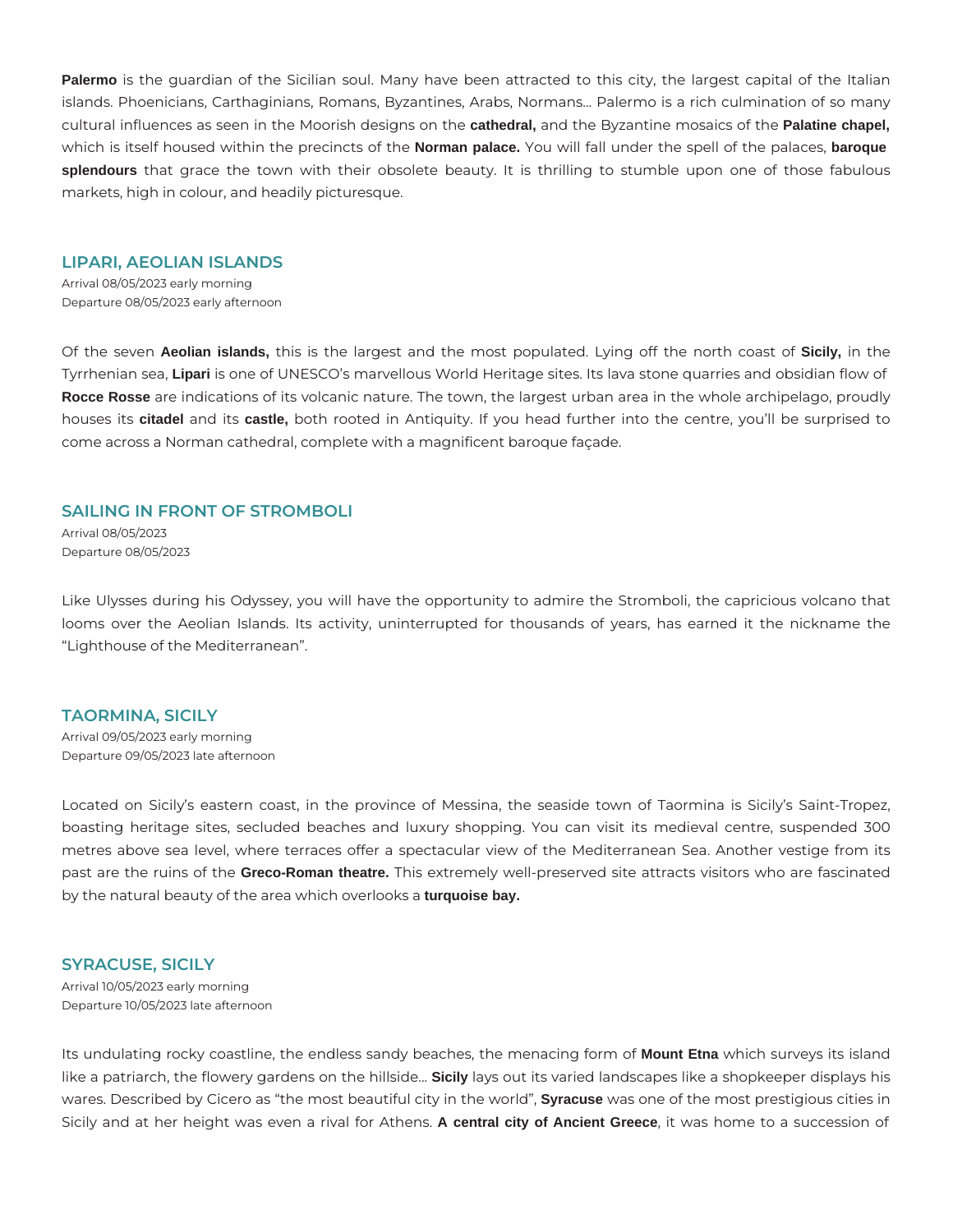**Palermo** is the guardian of the Sicilian soul. Many have been attracted to this city, the largest capital of the Italian islands. Phoenicians, Carthaginians, Romans, Byzantines, Arabs, Normans... Palermo is a rich culmination of so many cultural influences as seen in the Moorish designs on the **cathedral,** and the Byzantine mosaics of the **Palatine chapel,** which is itself housed within the precincts of the **Norman palace.** You will fall under the spell of the palaces, **baroque splendours** that grace the town with their obsolete beauty. It is thrilling to stumble upon one of those fabulous markets, high in colour, and headily picturesque.

## LIPARI, AEOLIAN ISLANDS

Arrival 08/05/2023 early morning
Departure 08/05/2023 early afternoon

Of the seven **Aeolian islands,** this is the largest and the most populated. Lying off the north coast of **Sicily,** in the Tyrrhenian sea, **Lipari** is one of UNESCO's marvellous World Heritage sites. Its lava stone quarries and obsidian flow of **Rocce Rosse** are indications of its volcanic nature. The town, the largest urban area in the whole archipelago, proudly houses its **citadel** and its **castle,** both rooted in Antiquity. If you head further into the centre, you'll be surprised to come across a Norman cathedral, complete with a magnificent baroque façade.

## SAILING IN FRONT OF STROMBOLI

Arrival 08/05/2023
Departure 08/05/2023

Like Ulysses during his Odyssey, you will have the opportunity to admire the Stromboli, the capricious volcano that looms over the Aeolian Islands. Its activity, uninterrupted for thousands of years, has earned it the nickname the "Lighthouse of the Mediterranean".

## TAORMINA, SICILY

Arrival 09/05/2023 early morning
Departure 09/05/2023 late afternoon

Located on Sicily's eastern coast, in the province of Messina, the seaside town of Taormina is Sicily's Saint-Tropez, boasting heritage sites, secluded beaches and luxury shopping. You can visit its medieval centre, suspended 300 metres above sea level, where terraces offer a spectacular view of the Mediterranean Sea. Another vestige from its past are the ruins of the **Greco-Roman theatre.** This extremely well-preserved site attracts visitors who are fascinated by the natural beauty of the area which overlooks a **turquoise bay.**

## SYRACUSE, SICILY

Arrival 10/05/2023 early morning
Departure 10/05/2023 late afternoon

Its undulating rocky coastline, the endless sandy beaches, the menacing form of **Mount Etna** which surveys its island like a patriarch, the flowery gardens on the hillside... **Sicily** lays out its varied landscapes like a shopkeeper displays his wares. Described by Cicero as "the most beautiful city in the world", **Syracuse** was one of the most prestigious cities in Sicily and at her height was even a rival for Athens. **A central city of Ancient Greece**, it was home to a succession of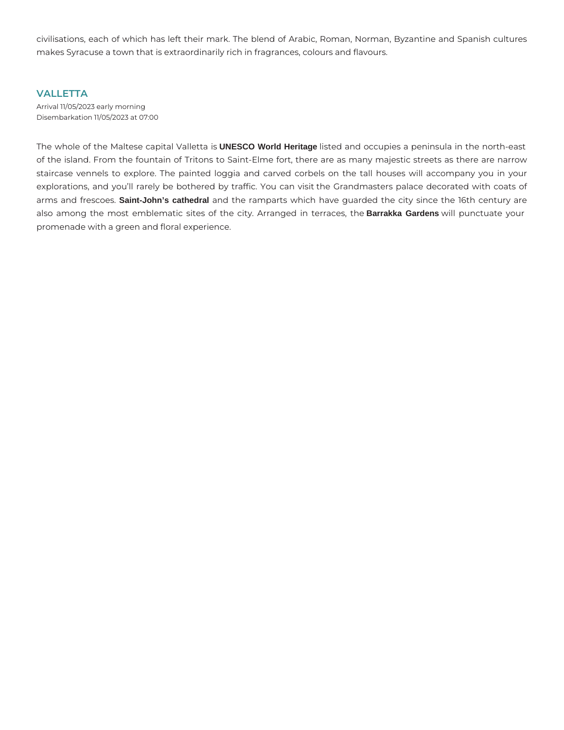civilisations, each of which has left their mark. The blend of Arabic, Roman, Norman, Byzantine and Spanish cultures makes Syracuse a town that is extraordinarily rich in fragrances, colours and flavours.

## VALLETTA

Arrival 11/05/2023 early morning
Disembarkation 11/05/2023 at 07:00

The whole of the Maltese capital Valletta is **UNESCO World Heritage** listed and occupies a peninsula in the north-east of the island. From the fountain of Tritons to Saint-Elme fort, there are as many majestic streets as there are narrow staircase vennels to explore. The painted loggia and carved corbels on the tall houses will accompany you in your explorations, and you'll rarely be bothered by traffic. You can visit the Grandmasters palace decorated with coats of arms and frescoes. **Saint-John's cathedral** and the ramparts which have guarded the city since the 16th century are also among the most emblematic sites of the city. Arranged in terraces, the **Barrakka Gardens** will punctuate your promenade with a green and floral experience.